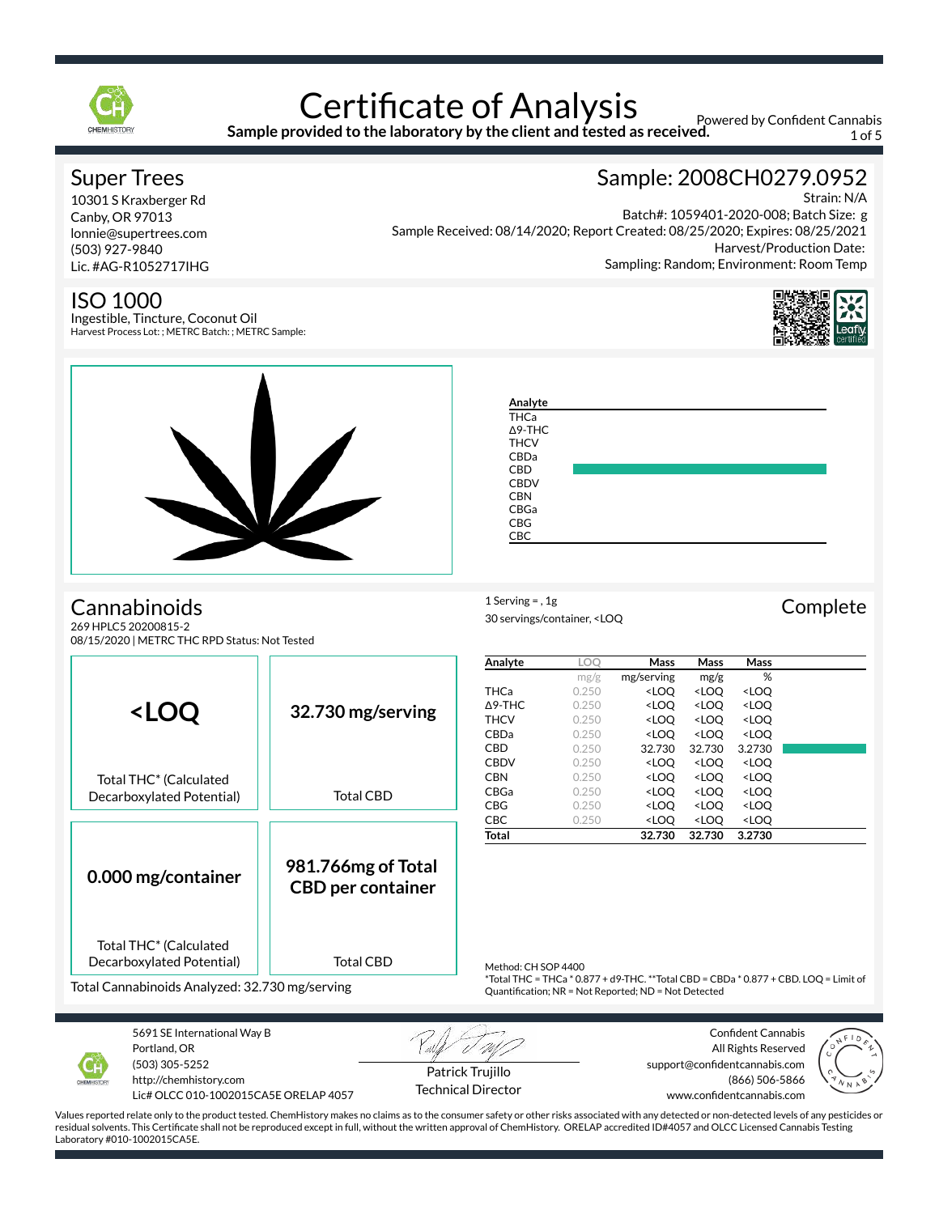# Certificate of Analysis

**Sample provided to the laboratory by the client and tested as received.**

Powered by Confident Cannabis

## Super Trees

10301 S Kraxberger Rd
Canby, OR 97013
lonnie@supertrees.com
(503) 927-9840
Lic. #AG-R1052717IHG

## Sample: 2008CH0279.0952

Strain: N/A
Batch#: 1059401-2020-008; Batch Size: g
Sample Received: 08/14/2020; Report Created: 08/25/2020; Expires: 08/25/2021
Harvest/Production Date:
Sampling: Random; Environment: Room Temp

## ISO 1000

Ingestible, Tincture, Coconut Oil
Harvest Process Lot: ; METRC Batch: ; METRC Sample:

| Analyte |
|---|
| THCa |
| Δ9-THC |
| THCV |
| CBDa |
| CBD |
| CBDV |
| CBN |
| CBGa |
| CBG |
| CBC |

## Cannabinoids

269 HPLC5 20200815-2
08/15/2020 | METRC THC RPD Status: Not Tested

1 Serving = , 1g
30 servings/container, <LOQ

**Complete**

| **<LOQ** Total THC* (Calculated Decarboxylated Potential) | **32.730 mg/serving** Total CBD |
|---|---|
| **0.000 mg/container** Total THC* (Calculated Decarboxylated Potential) | **981.766mg of Total CBD per container** Total CBD |

Total Cannabinoids Analyzed: 32.730 mg/serving

| Analyte | LOQ | Mass | Mass | Mass |
|---|---|---|---|---|
| | mg/g | mg/serving | mg/g | % |
| THCa | 0.250 | <LOQ | <LOQ | <LOQ |
| Δ9-THC | 0.250 | <LOQ | <LOQ | <LOQ |
| THCV | 0.250 | <LOQ | <LOQ | <LOQ |
| CBDa | 0.250 | <LOQ | <LOQ | <LOQ |
| CBD | 0.250 | 32.730 | 32.730 | 3.2730 |
| CBDV | 0.250 | <LOQ | <LOQ | <LOQ |
| CBN | 0.250 | <LOQ | <LOQ | <LOQ |
| CBGa | 0.250 | <LOQ | <LOQ | <LOQ |
| CBG | 0.250 | <LOQ | <LOQ | <LOQ |
| CBC | 0.250 | <LOQ | <LOQ | <LOQ |
| **Total** | | **32.730** | **32.730** | **3.2730** |

Method: CH SOP 4400
*Total THC = THCa * 0.877 + d9-THC. **Total CBD = CBDa * 0.877 + CBD. LOQ = Limit of Quantification; NR = Not Reported; ND = Not Detected

5691 SE International Way B
Portland, OR
(503) 305-5252
http://chemhistory.com
Lic# OLCC 010-1002015CA5E ORELAP 4057

Patrick Trujillo
Technical Director

Confident Cannabis
All Rights Reserved
support@confidentcannabis.com
(866) 506-5866
www.confidentcannabis.com

Values reported relate only to the product tested. ChemHistory makes no claims as to the consumer safety or other risks associated with any detected or non-detected levels of any pesticides or residual solvents. This Certificate shall not be reproduced except in full, without the written approval of ChemHistory. ORELAP accredited ID#4057 and OLCC Licensed Cannabis Testing Laboratory #010-1002015CA5E.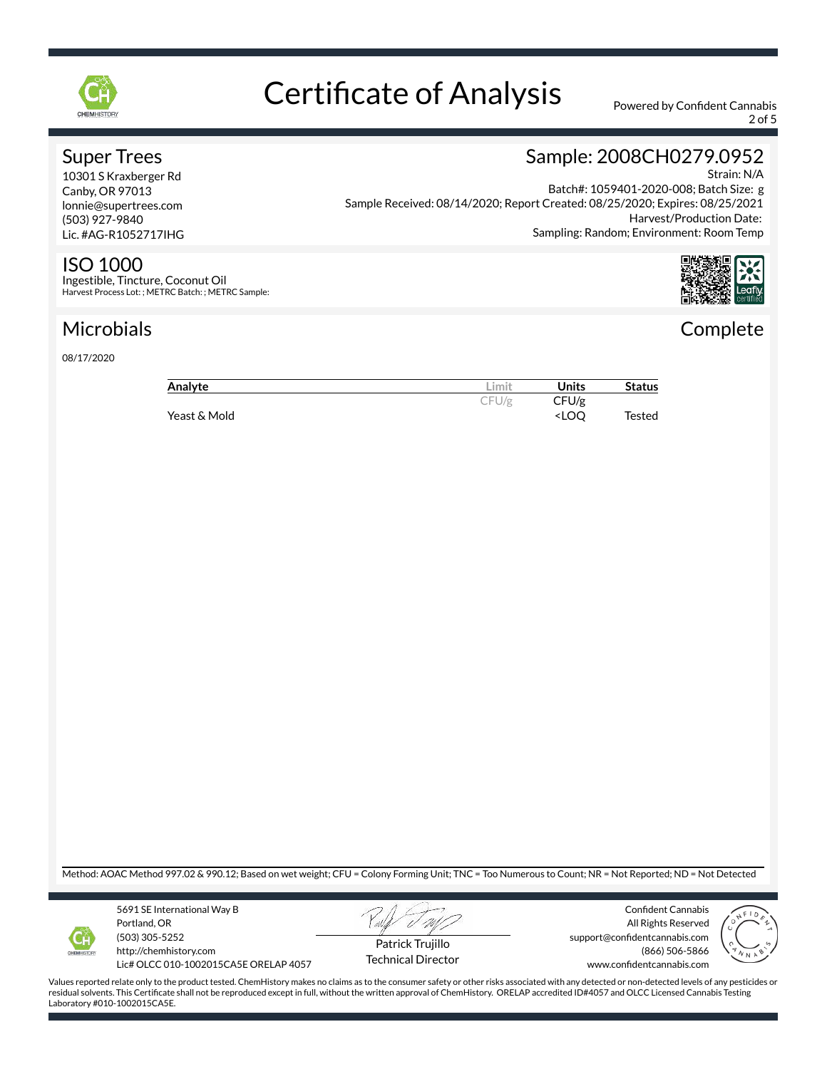# Certificate of Analysis

Powered by Confident Cannabis

## Super Trees

10301 S Kraxberger Rd
Canby, OR 97013
lonnie@supertrees.com
(503) 927-9840
Lic. #AG-R1052717IHG

## Sample: 2008CH0279.0952

Strain: N/A
Batch#: 1059401-2020-008; Batch Size: g
Sample Received: 08/14/2020; Report Created: 08/25/2020; Expires: 08/25/2021
Harvest/Production Date:
Sampling: Random; Environment: Room Temp

## ISO 1000

Ingestible, Tincture, Coconut Oil
Harvest Process Lot: ; METRC Batch: ; METRC Sample:

## Microbials

Complete

08/17/2020

| Analyte | Limit | Units | Status |
|---|---|---|---|
| | CFU/g | CFU/g | |
| Yeast & Mold | | <LOQ | Tested |

Method: AOAC Method 997.02 & 990.12; Based on wet weight; CFU = Colony Forming Unit; TNC = Too Numerous to Count; NR = Not Reported; ND = Not Detected

5691 SE International Way B
Portland, OR
(503) 305-5252
http://chemhistory.com
Lic# OLCC 010-1002015CA5E ORELAP 4057

Patrick Trujillo
Technical Director

Confident Cannabis
All Rights Reserved
support@confidentcannabis.com
(866) 506-5866
www.confidentcannabis.com

Values reported relate only to the product tested. ChemHistory makes no claims as to the consumer safety or other risks associated with any detected or non-detected levels of any pesticides or residual solvents. This Certificate shall not be reproduced except in full, without the written approval of ChemHistory. ORELAP accredited ID#4057 and OLCC Licensed Cannabis Testing Laboratory #010-1002015CA5E.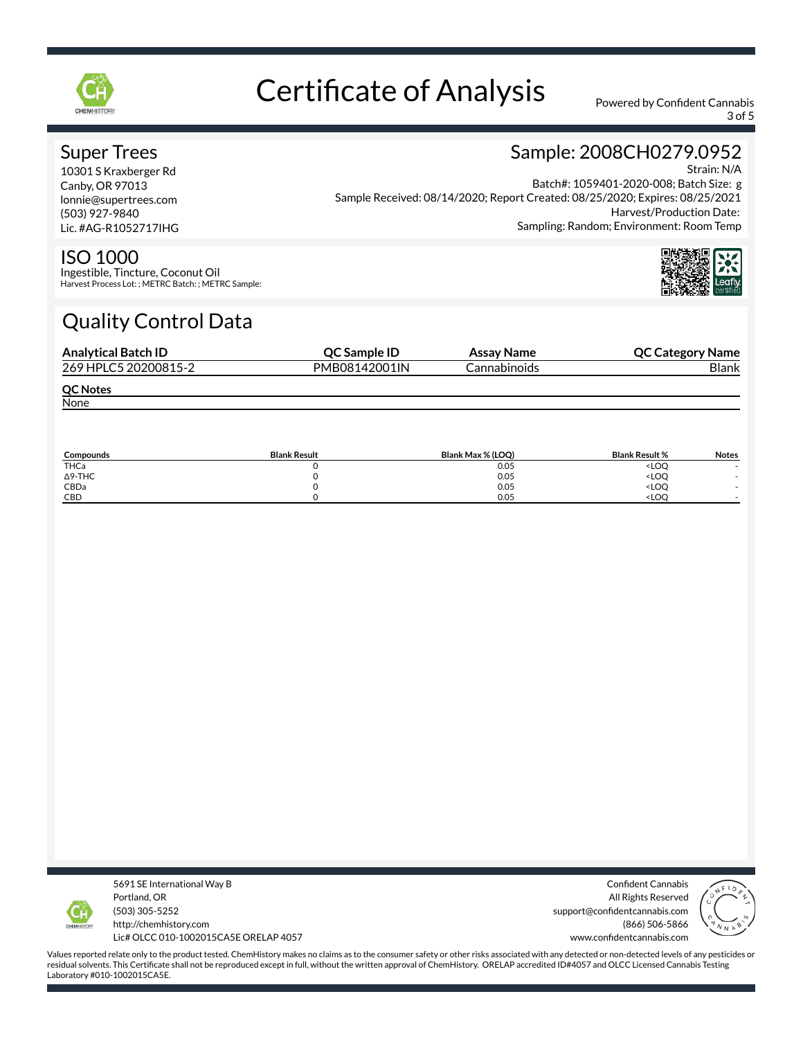# Certificate of Analysis

Powered by Confident Cannabis

## Super Trees

10301 S Kraxberger Rd
Canby, OR 97013
lonnie@supertrees.com
(503) 927-9840
Lic. #AG-R1052717IHG

## Sample: 2008CH0279.0952

Strain: N/A
Batch#: 1059401-2020-008; Batch Size: g
Sample Received: 08/14/2020; Report Created: 08/25/2020; Expires: 08/25/2021
Harvest/Production Date:
Sampling: Random; Environment: Room Temp

## ISO 1000

Ingestible, Tincture, Coconut Oil
Harvest Process Lot: ; METRC Batch: ; METRC Sample:

## Quality Control Data

| Analytical Batch ID | QC Sample ID | Assay Name | QC Category Name |
|---|---|---|---|
| 269 HPLC5 20200815-2 | PMB08142001IN | Cannabinoids | Blank |

**QC Notes**

None

| Compounds | Blank Result | Blank Max % (LOQ) | Blank Result % | Notes |
|---|---|---|---|---|
| THCa | 0 | 0.05 | <LOQ | - |
| Δ9-THC | 0 | 0.05 | <LOQ | - |
| CBDa | 0 | 0.05 | <LOQ | - |
| CBD | 0 | 0.05 | <LOQ | - |

5691 SE International Way B
Portland, OR
(503) 305-5252
http://chemhistory.com
Lic# OLCC 010-1002015CA5E ORELAP 4057

Confident Cannabis
All Rights Reserved
support@confidentcannabis.com
(866) 506-5866
www.confidentcannabis.com

Values reported relate only to the product tested. ChemHistory makes no claims as to the consumer safety or other risks associated with any detected or non-detected levels of any pesticides or residual solvents. This Certificate shall not be reproduced except in full, without the written approval of ChemHistory. ORELAP accredited ID#4057 and OLCC Licensed Cannabis Testing Laboratory #010-1002015CA5E.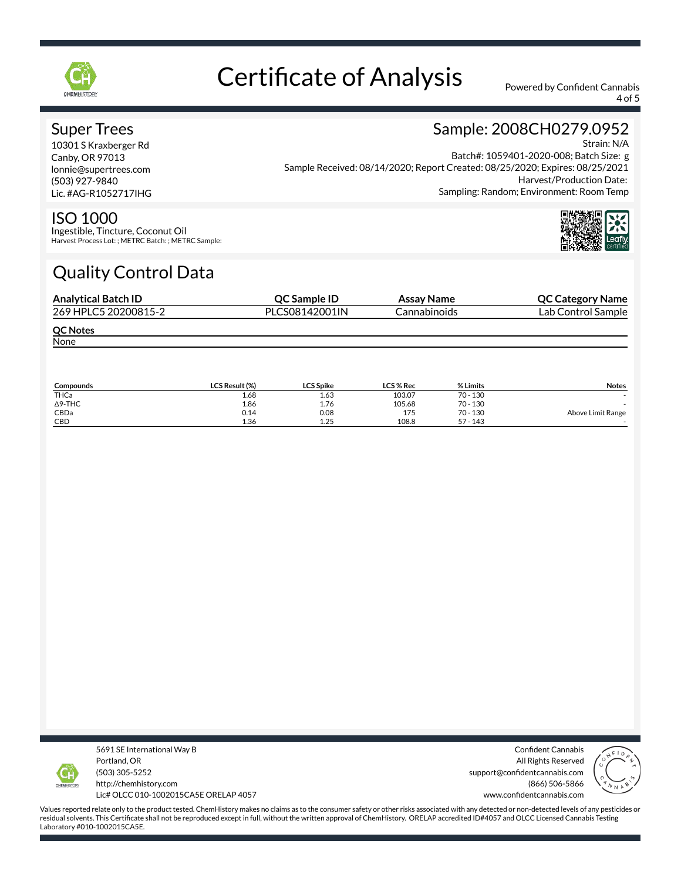# Certificate of Analysis

Powered by Confident Cannabis

## Super Trees

10301 S Kraxberger Rd
Canby, OR 97013
lonnie@supertrees.com
(503) 927-9840
Lic. #AG-R1052717IHG

## Sample: 2008CH0279.0952

Strain: N/A
Batch#: 1059401-2020-008; Batch Size: g
Sample Received: 08/14/2020; Report Created: 08/25/2020; Expires: 08/25/2021
Harvest/Production Date:
Sampling: Random; Environment: Room Temp

## ISO 1000

Ingestible, Tincture, Coconut Oil
Harvest Process Lot: ; METRC Batch: ; METRC Sample:

## Quality Control Data

| Analytical Batch ID | QC Sample ID | Assay Name | QC Category Name |
|---|---|---|---|
| 269 HPLC5 20200815-2 | PLCS08142001IN | Cannabinoids | Lab Control Sample |

**QC Notes**

None

| Compounds | LCS Result (%) | LCS Spike | LCS % Rec | % Limits | Notes |
|---|---|---|---|---|---|
| THCa | 1.68 | 1.63 | 103.07 | 70 - 130 | - |
| Δ9-THC | 1.86 | 1.76 | 105.68 | 70 - 130 | - |
| CBDa | 0.14 | 0.08 | 175 | 70 - 130 | Above Limit Range |
| CBD | 1.36 | 1.25 | 108.8 | 57 - 143 | - |

5691 SE International Way B
Portland, OR
(503) 305-5252
http://chemhistory.com
Lic# OLCC 010-1002015CA5E ORELAP 4057

Confident Cannabis
All Rights Reserved
support@confidentcannabis.com
(866) 506-5866
www.confidentcannabis.com

Values reported relate only to the product tested. ChemHistory makes no claims as to the consumer safety or other risks associated with any detected or non-detected levels of any pesticides or residual solvents. This Certificate shall not be reproduced except in full, without the written approval of ChemHistory. ORELAP accredited ID#4057 and OLCC Licensed Cannabis Testing Laboratory #010-1002015CA5E.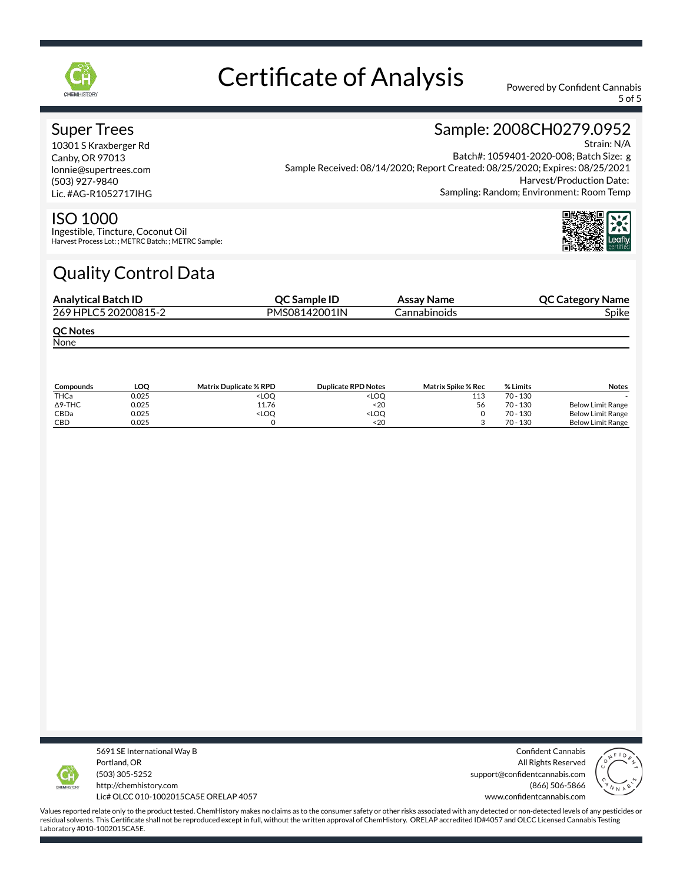# Certificate of Analysis

Powered by Confident Cannabis

## Super Trees

10301 S Kraxberger Rd
Canby, OR 97013
lonnie@supertrees.com
(503) 927-9840
Lic. #AG-R1052717IHG

## Sample: 2008CH0279.0952

Strain: N/A
Batch#: 1059401-2020-008; Batch Size: g
Sample Received: 08/14/2020; Report Created: 08/25/2020; Expires: 08/25/2021
Harvest/Production Date:
Sampling: Random; Environment: Room Temp

## ISO 1000

Ingestible, Tincture, Coconut Oil
Harvest Process Lot: ; METRC Batch: ; METRC Sample:

## Quality Control Data

| Analytical Batch ID | QC Sample ID | Assay Name | QC Category Name |
|---|---|---|---|
| 269 HPLC5 20200815-2 | PMS08142001IN | Cannabinoids | Spike |

**QC Notes**

None

| Compounds | LOQ | Matrix Duplicate % RPD | Duplicate RPD Notes | Matrix Spike % Rec | % Limits | Notes |
|---|---|---|---|---|---|---|
| THCa | 0.025 | <LOQ | <LOQ | 113 | 70 - 130 | - |
| Δ9-THC | 0.025 | 11.76 | <20 | 56 | 70 - 130 | Below Limit Range |
| CBDa | 0.025 | <LOQ | <LOQ | 0 | 70 - 130 | Below Limit Range |
| CBD | 0.025 | 0 | <20 | 3 | 70 - 130 | Below Limit Range |

5691 SE International Way B
Portland, OR
(503) 305-5252
http://chemhistory.com
Lic# OLCC 010-1002015CA5E ORELAP 4057

Confident Cannabis
All Rights Reserved
support@confidentcannabis.com
(866) 506-5866
www.confidentcannabis.com

Values reported relate only to the product tested. ChemHistory makes no claims as to the consumer safety or other risks associated with any detected or non-detected levels of any pesticides or residual solvents. This Certificate shall not be reproduced except in full, without the written approval of ChemHistory. ORELAP accredited ID#4057 and OLCC Licensed Cannabis Testing Laboratory #010-1002015CA5E.